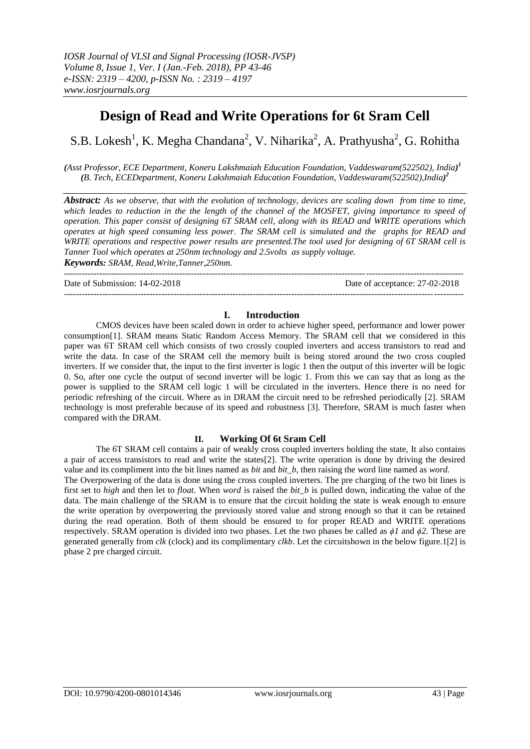# Design of Read and Write Operations for 6t Sram Cell

S.B. Lokesh[1], K. Megha Chandana[2], V. Niharika[2], A. Prathyusha[2], G. Rohitha

*(Asst Professor, ECE Department, Koneru Lakshmaiah Education Foundation, Vaddeswaram(522502), India)[1]*
*(B. Tech, ECEDepartment, Koneru Lakshmaiah Education Foundation, Vaddeswaram(522502),India)[2]*

***Abstract:*** *As we observe, that with the evolution of technology, devices are scaling down from time to time, which leades to reduction in the the length of the channel of the MOSFET, giving importance to speed of operation. This paper consist of designing 6T SRAM cell, along with its READ and WRITE operations which operates at high speed consuming less power. The SRAM cell is simulated and the graphs for READ and WRITE operations and respective power results are presented.The tool used for designing of 6T SRAM cell is Tanner Tool which operates at 250nm technology and 2.5volts as supply voltage.*

***Keywords:*** *SRAM, Read,Write,Tanner,250nm.*

---

Date of Submission: 14-02-2018 Date of acceptance: 27-02-2018

---

## I. Introduction

CMOS devices have been scaled down in order to achieve higher speed, performance and lower power consumption[1]. SRAM means Static Random Access Memory. The SRAM cell that we considered in this paper was 6T SRAM cell which consists of two crossly coupled inverters and access transistors to read and write the data. In case of the SRAM cell the memory built is being stored around the two cross coupled inverters. If we consider that, the input to the first inverter is logic 1 then the output of this inverter will be logic 0. So, after one cycle the output of second inverter will be logic 1. From this we can say that as long as the power is supplied to the SRAM cell logic 1 will be circulated in the inverters. Hence there is no need for periodic refreshing of the circuit. Where as in DRAM the circuit need to be refreshed periodically [2]. SRAM technology is most preferable because of its speed and robustness [3]. Therefore, SRAM is much faster when compared with the DRAM.

## II. Working Of 6t Sram Cell

The 6T SRAM cell contains a pair of weakly cross coupled inverters holding the state, It also contains a pair of access transistors to read and write the states[2]. The write operation is done by driving the desired value and its compliment into the bit lines named as *bit* and *bit_b*, then raising the word line named as *word.*
The Overpowering of the data is done using the cross coupled inverters. The pre charging of the two bit lines is first set to *high* and then let to *float.* When *word* is raised the *bit_b* is pulled down, indicating the value of the data. The main challenge of the SRAM is to ensure that the circuit holding the state is weak enough to ensure the write operation by overpowering the previously stored value and strong enough so that it can be retained during the read operation. Both of them should be ensured to for proper READ and WRITE operations respectively. SRAM operation is divided into two phases. Let the two phases be called as $\phi 1$ and $\phi 2$. These are generated generally from *clk* (clock) and its complimentary *clkb*. Let the circuitshown in the below figure.1[2] is phase 2 pre charged circuit.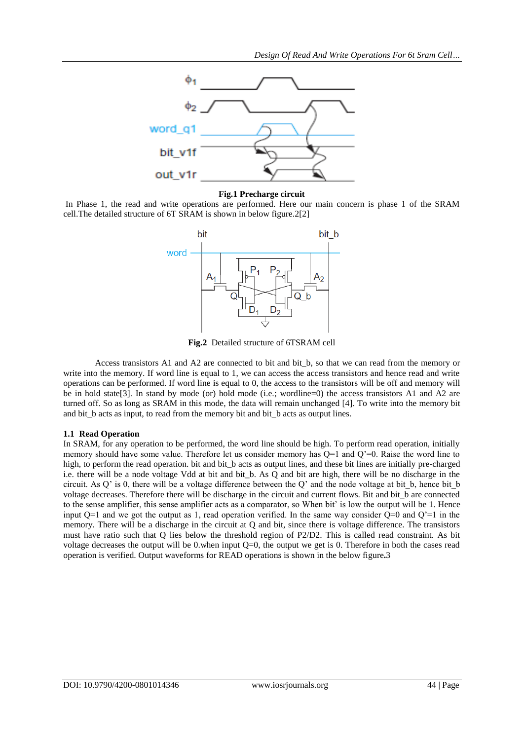**Fig.1 Precharge circuit**

In Phase 1, the read and write operations are performed. Here our main concern is phase 1 of the SRAM cell.The detailed structure of 6T SRAM is shown in below figure.2[2]

**Fig.2** Detailed structure of 6TSRAM cell

Access transistors A1 and A2 are connected to bit and bit_b, so that we can read from the memory or write into the memory. If word line is equal to 1, we can access the access transistors and hence read and write operations can be performed. If word line is equal to 0, the access to the transistors will be off and memory will be in hold state[3]. In stand by mode (or) hold mode (i.e.; wordline=0) the access transistors A1 and A2 are turned off. So as long as SRAM in this mode, the data will remain unchanged [4]. To write into the memory bit and bit_b acts as input, to read from the memory bit and bit_b acts as output lines.

### 1.1 Read Operation

In SRAM, for any operation to be performed, the word line should be high. To perform read operation, initially memory should have some value. Therefore let us consider memory has Q=1 and Q'=0. Raise the word line to high, to perform the read operation. bit and bit_b acts as output lines, and these bit lines are initially pre-charged i.e. there will be a node voltage Vdd at bit and bit_b. As Q and bit are high, there will be no discharge in the circuit. As Q' is 0, there will be a voltage difference between the Q' and the node voltage at bit_b, hence bit_b voltage decreases. Therefore there will be discharge in the circuit and current flows. Bit and bit_b are connected to the sense amplifier, this sense amplifier acts as a comparator, so When bit' is low the output will be 1. Hence input Q=1 and we got the output as 1, read operation verified. In the same way consider Q=0 and Q'=1 in the memory. There will be a discharge in the circuit at Q and bit, since there is voltage difference. The transistors must have ratio such that Q lies below the threshold region of P2/D2. This is called read constraint. As bit voltage decreases the output will be 0.when input Q=0, the output we get is 0. Therefore in both the cases read operation is verified. Output waveforms for READ operations is shown in the below figure**.**3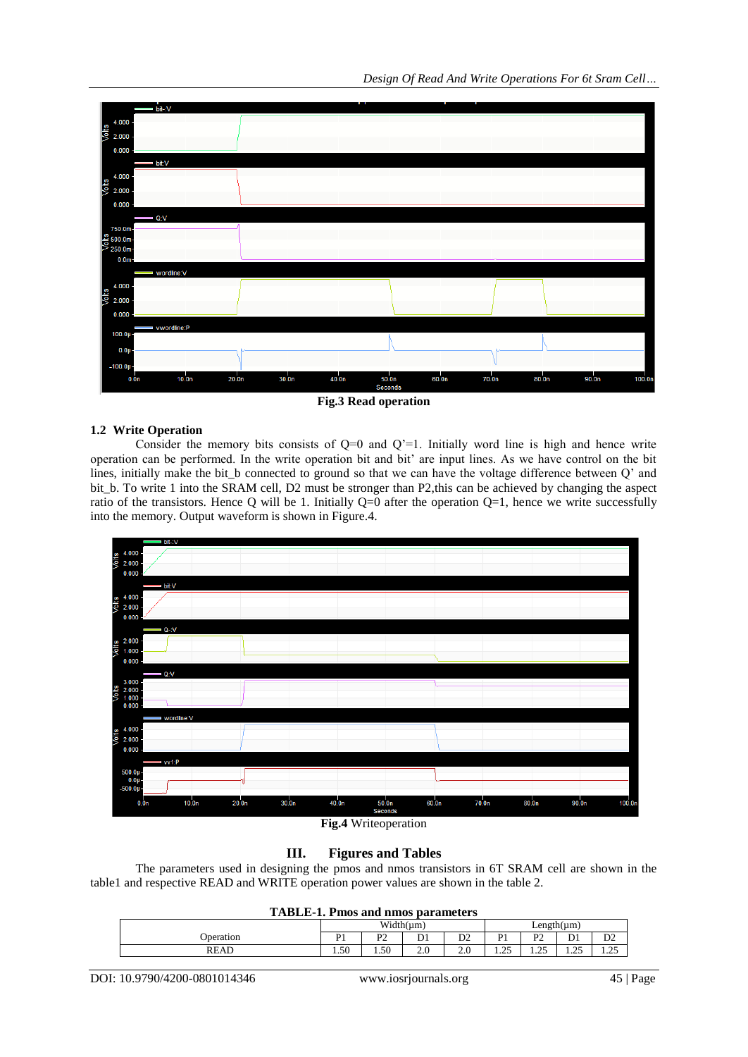Fig.3 Read operation

### 1.2 Write Operation

Consider the memory bits consists of Q=0 and Q'=1. Initially word line is high and hence write operation can be performed. In the write operation bit and bit' are input lines. As we have control on the bit lines, initially make the bit_b connected to ground so that we can have the voltage difference between Q' and bit_b. To write 1 into the SRAM cell, D2 must be stronger than P2,this can be achieved by changing the aspect ratio of the transistors. Hence Q will be 1. Initially Q=0 after the operation Q=1, hence we write successfully into the memory. Output waveform is shown in Figure.4.

**Fig.4** Writeoperation

## III. Figures and Tables

The parameters used in designing the pmos and nmos transistors in 6T SRAM cell are shown in the table1 and respective READ and WRITE operation power values are shown in the table 2.

**TABLE-1. Pmos and nmos parameters**

| Operation | Width(μm) | | | | Length(μm) | | | |
|---|---|---|---|---|---|---|---|---|
| | P1 | P2 | D1 | D2 | P1 | P2 | D1 | D2 |
| READ | 1.50 | 1.50 | 2.0 | 2.0 | 1.25 | 1.25 | 1.25 | 1.25 |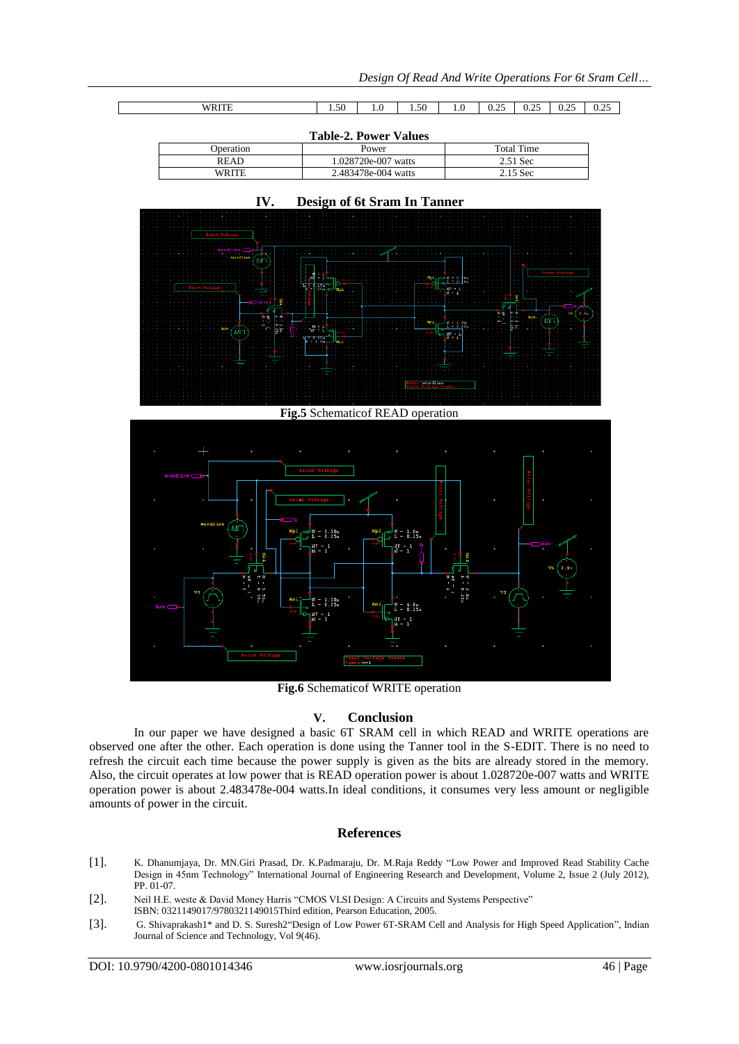| WRITE | 1.50 | 1.0 | 1.50 | 1.0 | 0.25 | 0.25 | 0.25 | 0.25 |
|---|---|---|---|---|---|---|---|---|

**Table-2. Power Values**

| Operation | Power | Total Time |
|---|---|---|
| READ | 1.028720e-007 watts | 2.51 Sec |
| WRITE | 2.483478e-004 watts | 2.15 Sec |

## IV. Design of 6t Sram In Tanner

**Fig.5** Schematicof READ operation

**Fig.6** Schematicof WRITE operation

## V. Conclusion

In our paper we have designed a basic 6T SRAM cell in which READ and WRITE operations are observed one after the other. Each operation is done using the Tanner tool in the S-EDIT. There is no need to refresh the circuit each time because the power supply is given as the bits are already stored in the memory. Also, the circuit operates at low power that is READ operation power is about 1.028720e-007 watts and WRITE operation power is about 2.483478e-004 watts.In ideal conditions, it consumes very less amount or negligible amounts of power in the circuit.

## References

[1]. K. Dhanumjaya, Dr. MN.Giri Prasad, Dr. K.Padmaraju, Dr. M.Raja Reddy "Low Power and Improved Read Stability Cache Design in 45nm Technology" International Journal of Engineering Research and Development, Volume 2, Issue 2 (July 2012), PP. 01-07.

[2]. Neil H.E. weste & David Money Harris "CMOS VLSI Design: A Circuits and Systems Perspective" ISBN: 0321149017/9780321149015Third edition, Pearson Education, 2005.

[3]. G. Shivaprakash1* and D. S. Suresh2"Design of Low Power 6T-SRAM Cell and Analysis for High Speed Application", Indian Journal of Science and Technology, Vol 9(46).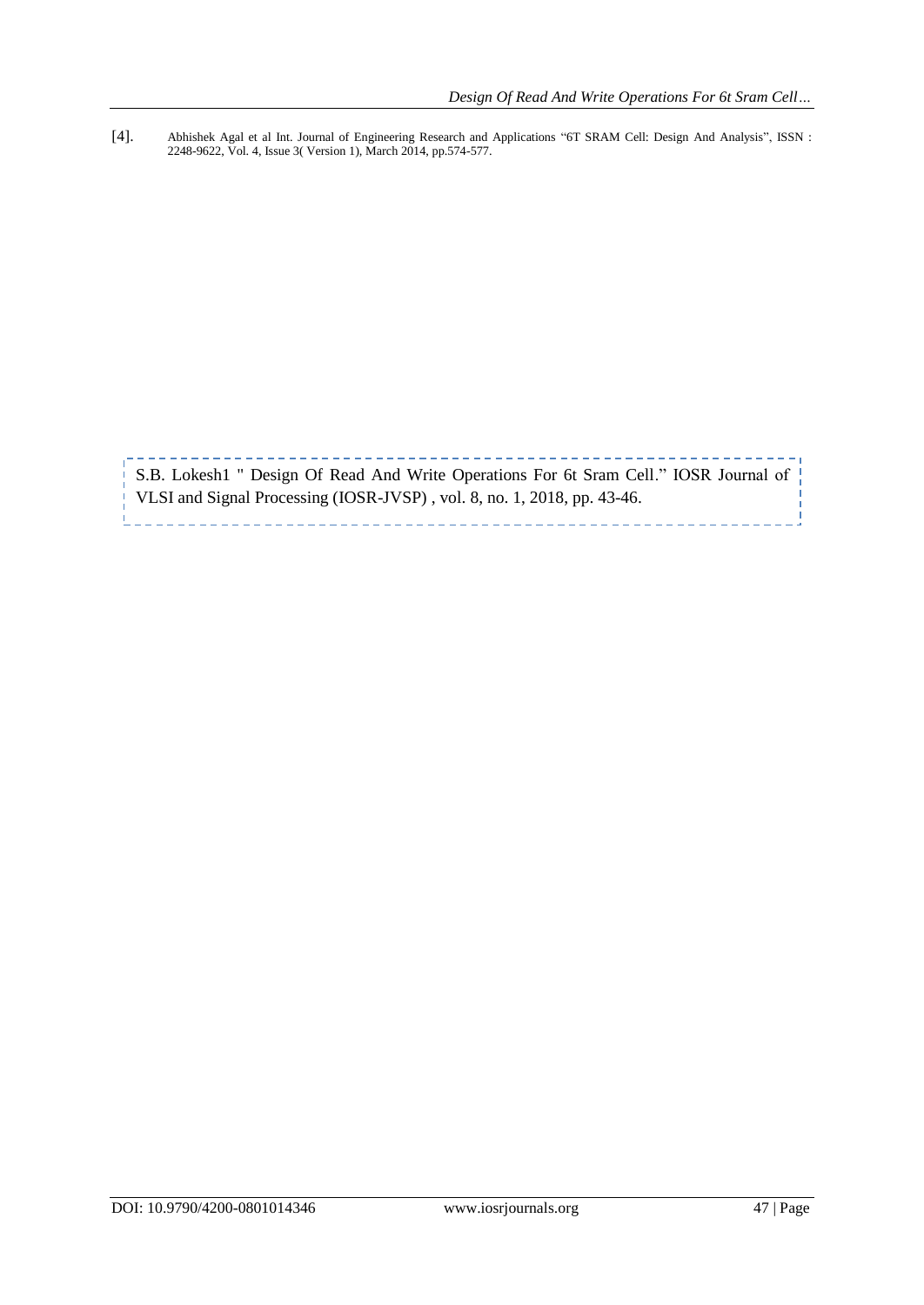[4]. Abhishek Agal et al Int. Journal of Engineering Research and Applications "6T SRAM Cell: Design And Analysis", ISSN : 2248-9622, Vol. 4, Issue 3( Version 1), March 2014, pp.574-577.

S.B. Lokesh1 " Design Of Read And Write Operations For 6t Sram Cell." IOSR Journal of VLSI and Signal Processing (IOSR-JVSP) , vol. 8, no. 1, 2018, pp. 43-46.